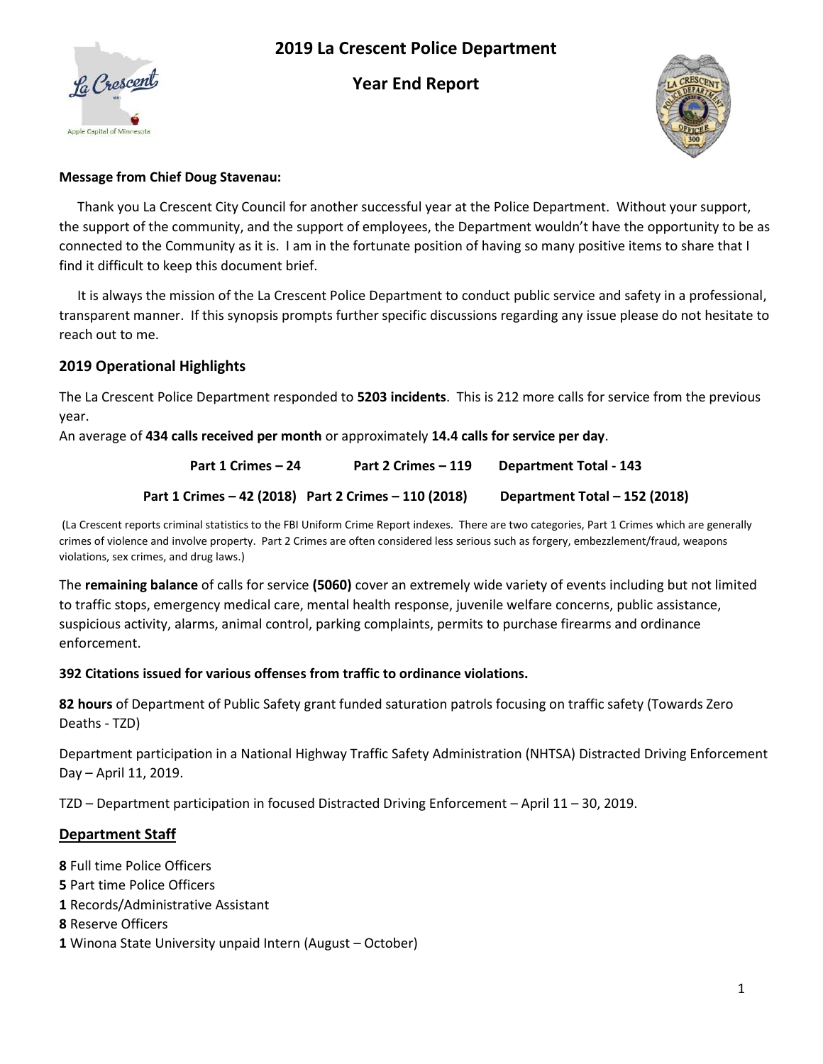# 2019 La Crescent Police Department

# Year End Report

**Message from Chief Doug Stavenau:**

Thank you La Crescent City Council for another successful year at the Police Department. Without your support, the support of the community, and the support of employees, the Department wouldn't have the opportunity to be as connected to the Community as it is. I am in the fortunate position of having so many positive items to share that I find it difficult to keep this document brief.

It is always the mission of the La Crescent Police Department to conduct public service and safety in a professional, transparent manner. If this synopsis prompts further specific discussions regarding any issue please do not hesitate to reach out to me.

## 2019 Operational Highlights

The La Crescent Police Department responded to **5203 incidents**. This is 212 more calls for service from the previous year.
An average of **434 calls received per month** or approximately **14.4 calls for service per day**.

| | | |
|---|---|---|
| **Part 1 Crimes – 24** | **Part 2 Crimes – 119** | **Department Total - 143** |
| **Part 1 Crimes – 42 (2018)** | **Part 2 Crimes – 110 (2018)** | **Department Total – 152 (2018)** |

(La Crescent reports criminal statistics to the FBI Uniform Crime Report indexes. There are two categories, Part 1 Crimes which are generally crimes of violence and involve property. Part 2 Crimes are often considered less serious such as forgery, embezzlement/fraud, weapons violations, sex crimes, and drug laws.)

The **remaining balance** of calls for service **(5060)** cover an extremely wide variety of events including but not limited to traffic stops, emergency medical care, mental health response, juvenile welfare concerns, public assistance, suspicious activity, alarms, animal control, parking complaints, permits to purchase firearms and ordinance enforcement.

**392 Citations issued for various offenses from traffic to ordinance violations.**

**82 hours** of Department of Public Safety grant funded saturation patrols focusing on traffic safety (Towards Zero Deaths - TZD)

Department participation in a National Highway Traffic Safety Administration (NHTSA) Distracted Driving Enforcement Day – April 11, 2019.

TZD – Department participation in focused Distracted Driving Enforcement – April 11 – 30, 2019.

## Department Staff

**8** Full time Police Officers
**5** Part time Police Officers
**1** Records/Administrative Assistant
**8** Reserve Officers
**1** Winona State University unpaid Intern (August – October)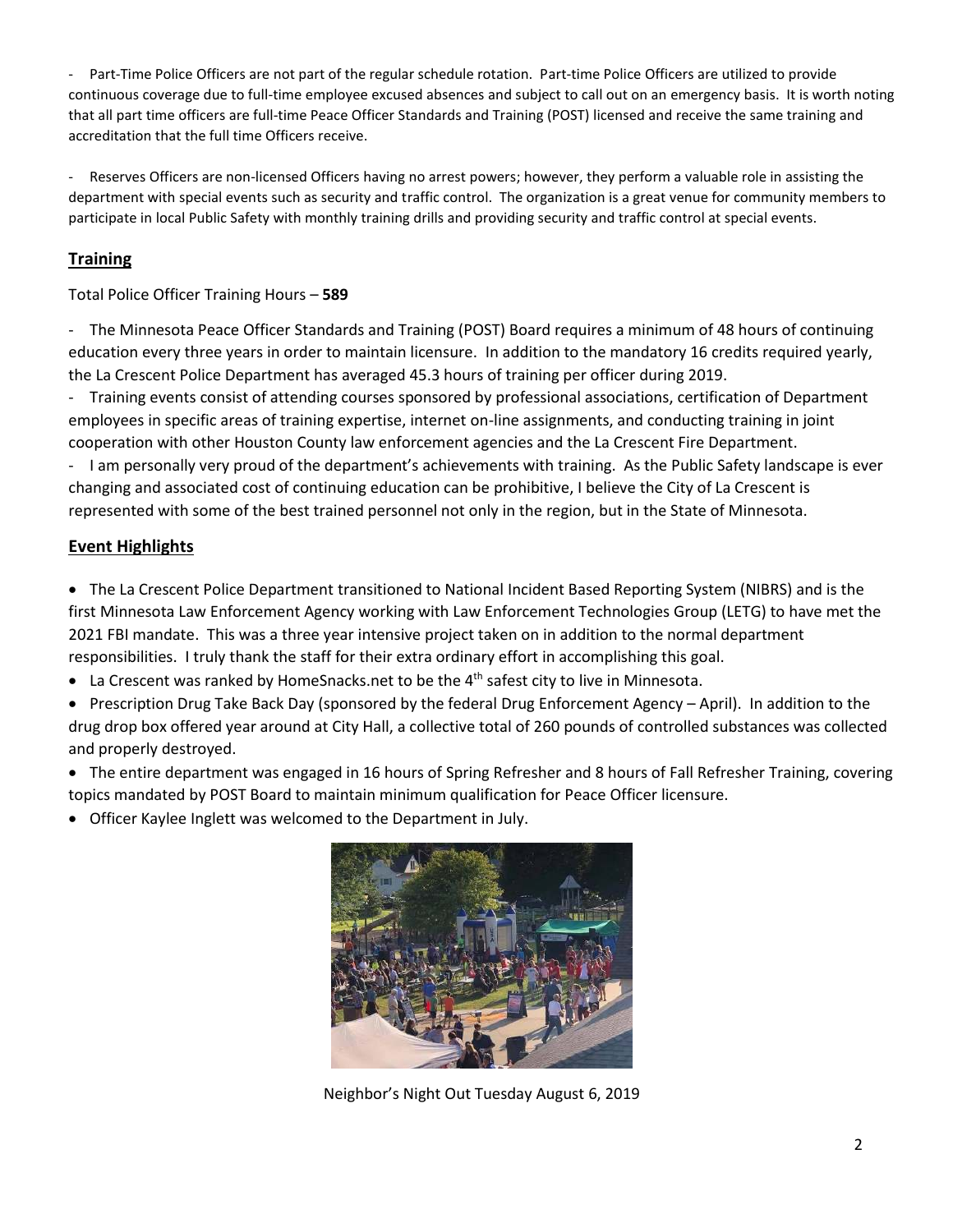- Part-Time Police Officers are not part of the regular schedule rotation. Part-time Police Officers are utilized to provide continuous coverage due to full-time employee excused absences and subject to call out on an emergency basis. It is worth noting that all part time officers are full-time Peace Officer Standards and Training (POST) licensed and receive the same training and accreditation that the full time Officers receive.

- Reserves Officers are non-licensed Officers having no arrest powers; however, they perform a valuable role in assisting the department with special events such as security and traffic control. The organization is a great venue for community members to participate in local Public Safety with monthly training drills and providing security and traffic control at special events.

## Training

Total Police Officer Training Hours – **589**

- The Minnesota Peace Officer Standards and Training (POST) Board requires a minimum of 48 hours of continuing education every three years in order to maintain licensure. In addition to the mandatory 16 credits required yearly, the La Crescent Police Department has averaged 45.3 hours of training per officer during 2019.
- Training events consist of attending courses sponsored by professional associations, certification of Department employees in specific areas of training expertise, internet on-line assignments, and conducting training in joint cooperation with other Houston County law enforcement agencies and the La Crescent Fire Department.
- I am personally very proud of the department's achievements with training. As the Public Safety landscape is ever changing and associated cost of continuing education can be prohibitive, I believe the City of La Crescent is represented with some of the best trained personnel not only in the region, but in the State of Minnesota.

## Event Highlights

- The La Crescent Police Department transitioned to National Incident Based Reporting System (NIBRS) and is the first Minnesota Law Enforcement Agency working with Law Enforcement Technologies Group (LETG) to have met the 2021 FBI mandate. This was a three year intensive project taken on in addition to the normal department responsibilities. I truly thank the staff for their extra ordinary effort in accomplishing this goal.
- La Crescent was ranked by HomeSnacks.net to be the 4th safest city to live in Minnesota.
- Prescription Drug Take Back Day (sponsored by the federal Drug Enforcement Agency – April). In addition to the drug drop box offered year around at City Hall, a collective total of 260 pounds of controlled substances was collected and properly destroyed.
- The entire department was engaged in 16 hours of Spring Refresher and 8 hours of Fall Refresher Training, covering topics mandated by POST Board to maintain minimum qualification for Peace Officer licensure.
- Officer Kaylee Inglett was welcomed to the Department in July.

Neighbor's Night Out Tuesday August 6, 2019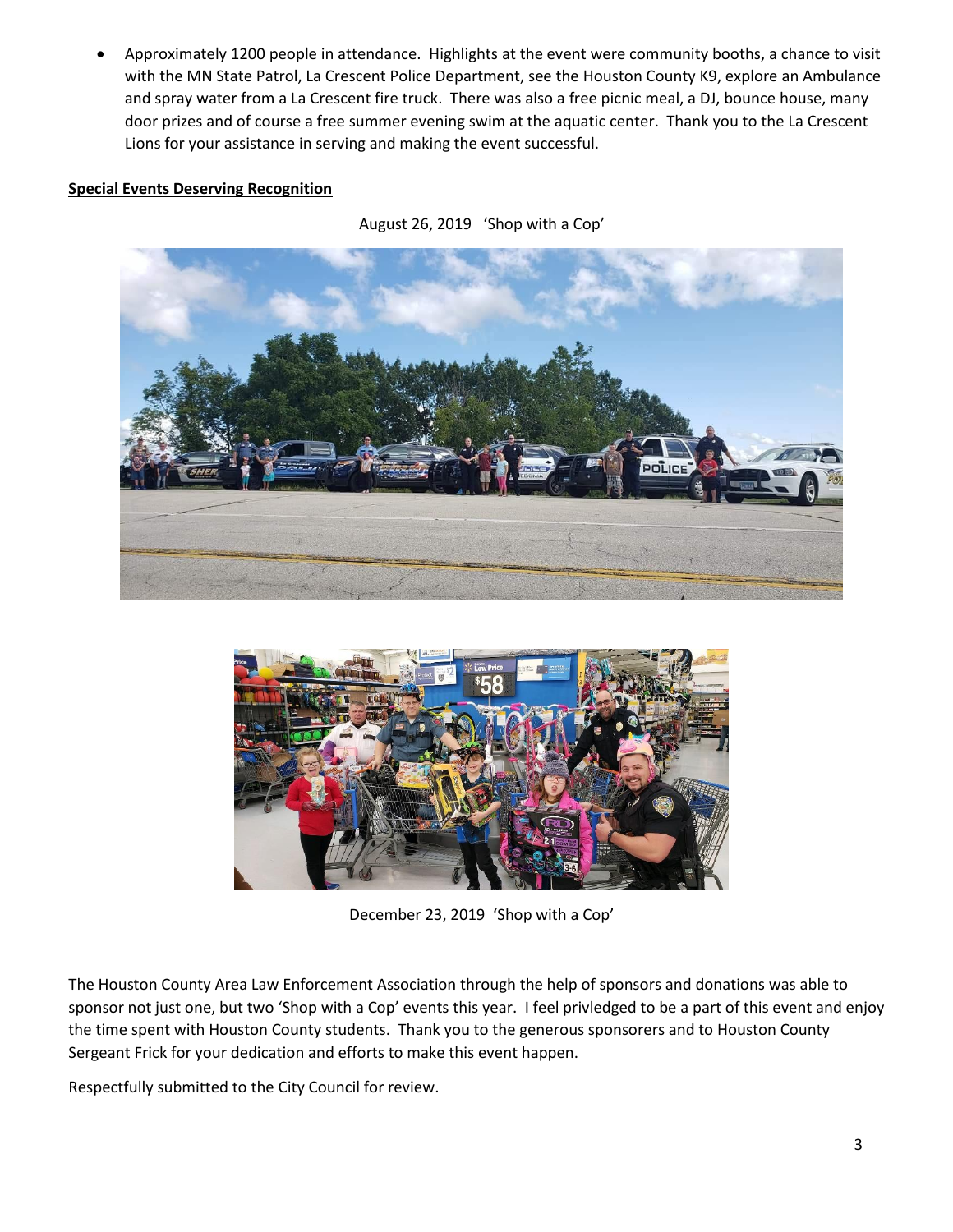- Approximately 1200 people in attendance. Highlights at the event were community booths, a chance to visit with the MN State Patrol, La Crescent Police Department, see the Houston County K9, explore an Ambulance and spray water from a La Crescent fire truck. There was also a free picnic meal, a DJ, bounce house, many door prizes and of course a free summer evening swim at the aquatic center. Thank you to the La Crescent Lions for your assistance in serving and making the event successful.

**Special Events Deserving Recognition**

August 26, 2019 'Shop with a Cop'

December 23, 2019 'Shop with a Cop'

The Houston County Area Law Enforcement Association through the help of sponsors and donations was able to sponsor not just one, but two 'Shop with a Cop' events this year. I feel privledged to be a part of this event and enjoy the time spent with Houston County students. Thank you to the generous sponserers and to Houston County Sergeant Frick for your dedication and efforts to make this event happen.

Respectfully submitted to the City Council for review.